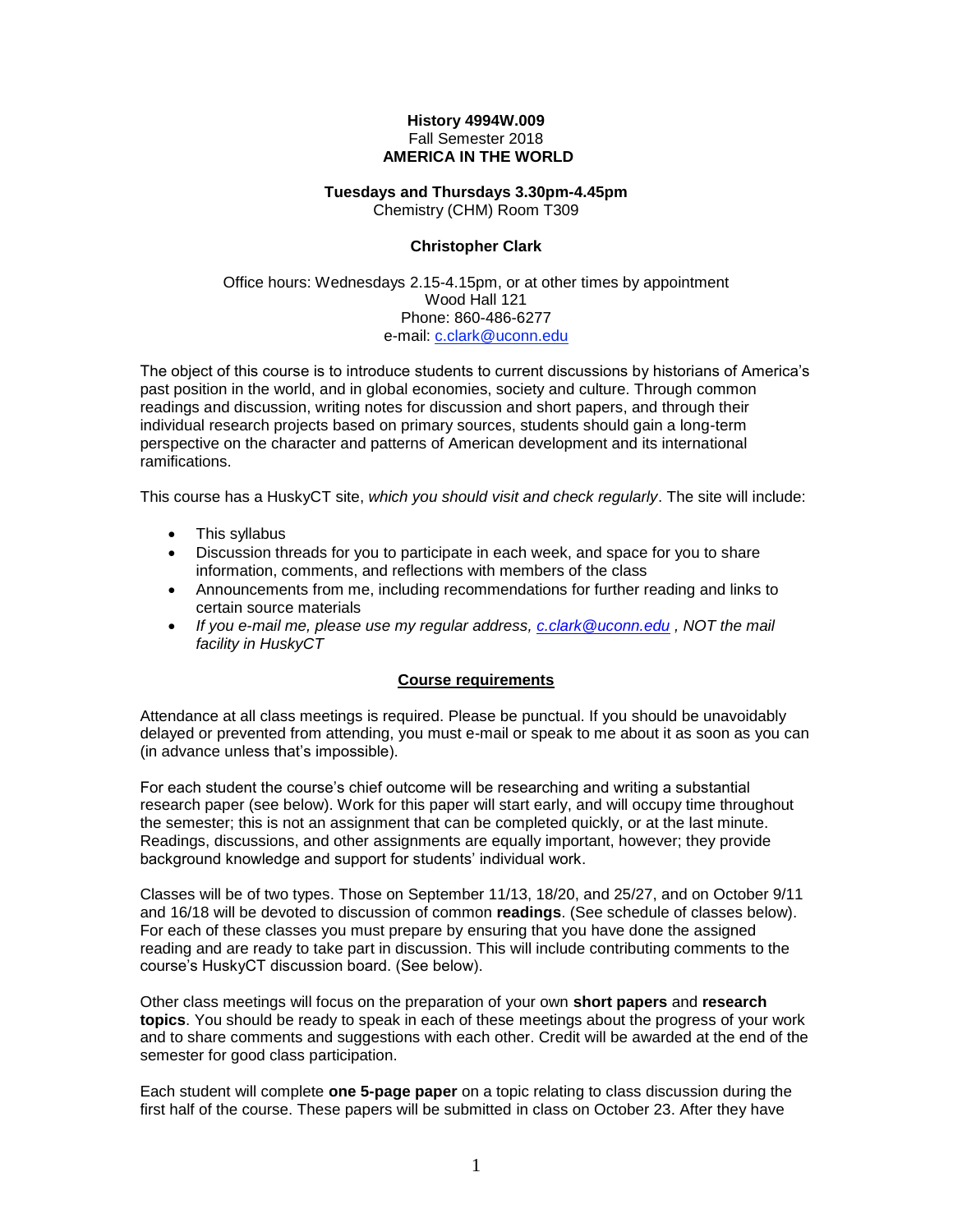**History 4994W.009**
Fall Semester 2018
**AMERICA IN THE WORLD**

**Tuesdays and Thursdays 3.30pm-4.45pm**
Chemistry (CHM) Room T309

**Christopher Clark**

Office hours: Wednesdays 2.15-4.15pm, or at other times by appointment
Wood Hall 121
Phone: 860-486-6277
e-mail: c.clark@uconn.edu

The object of this course is to introduce students to current discussions by historians of America's past position in the world, and in global economies, society and culture. Through common readings and discussion, writing notes for discussion and short papers, and through their individual research projects based on primary sources, students should gain a long-term perspective on the character and patterns of American development and its international ramifications.

This course has a HuskyCT site, *which you should visit and check regularly*. The site will include:

- This syllabus
- Discussion threads for you to participate in each week, and space for you to share information, comments, and reflections with members of the class
- Announcements from me, including recommendations for further reading and links to certain source materials
- *If you e-mail me, please use my regular address, c.clark@uconn.edu , NOT the mail facility in HuskyCT*

## Course requirements

Attendance at all class meetings is required. Please be punctual. If you should be unavoidably delayed or prevented from attending, you must e-mail or speak to me about it as soon as you can (in advance unless that's impossible).

For each student the course's chief outcome will be researching and writing a substantial research paper (see below). Work for this paper will start early, and will occupy time throughout the semester; this is not an assignment that can be completed quickly, or at the last minute. Readings, discussions, and other assignments are equally important, however; they provide background knowledge and support for students' individual work.

Classes will be of two types. Those on September 11/13, 18/20, and 25/27, and on October 9/11 and 16/18 will be devoted to discussion of common **readings**. (See schedule of classes below). For each of these classes you must prepare by ensuring that you have done the assigned reading and are ready to take part in discussion. This will include contributing comments to the course's HuskyCT discussion board. (See below).

Other class meetings will focus on the preparation of your own **short papers** and **research topics**. You should be ready to speak in each of these meetings about the progress of your work and to share comments and suggestions with each other. Credit will be awarded at the end of the semester for good class participation.

Each student will complete **one 5-page paper** on a topic relating to class discussion during the first half of the course. These papers will be submitted in class on October 23. After they have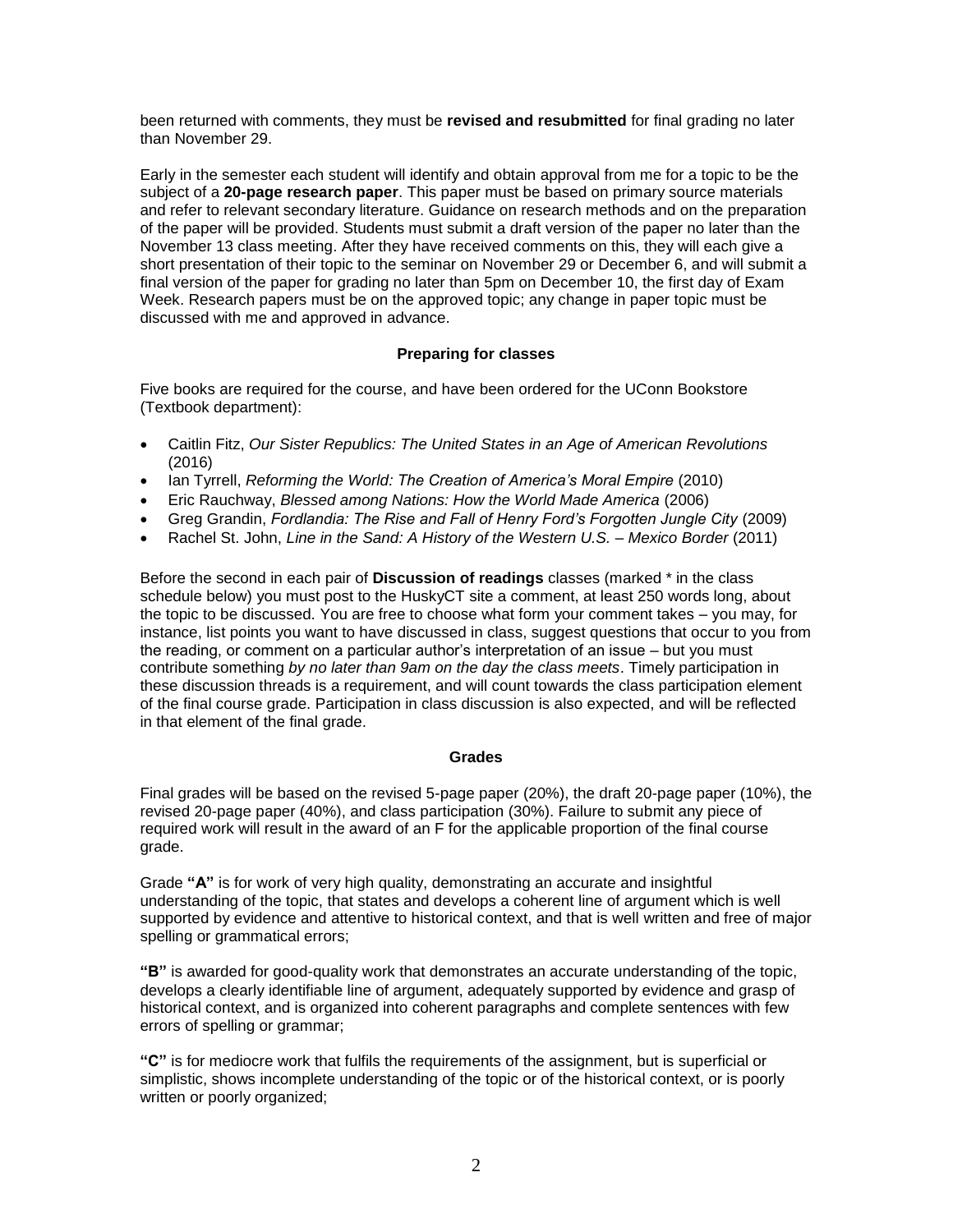been returned with comments, they must be **revised and resubmitted** for final grading no later than November 29.

Early in the semester each student will identify and obtain approval from me for a topic to be the subject of a **20-page research paper**. This paper must be based on primary source materials and refer to relevant secondary literature. Guidance on research methods and on the preparation of the paper will be provided. Students must submit a draft version of the paper no later than the November 13 class meeting. After they have received comments on this, they will each give a short presentation of their topic to the seminar on November 29 or December 6, and will submit a final version of the paper for grading no later than 5pm on December 10, the first day of Exam Week. Research papers must be on the approved topic; any change in paper topic must be discussed with me and approved in advance.

### Preparing for classes

Five books are required for the course, and have been ordered for the UConn Bookstore (Textbook department):

- Caitlin Fitz, *Our Sister Republics: The United States in an Age of American Revolutions* (2016)
- Ian Tyrrell, *Reforming the World: The Creation of America's Moral Empire* (2010)
- Eric Rauchway, *Blessed among Nations: How the World Made America* (2006)
- Greg Grandin, *Fordlandia: The Rise and Fall of Henry Ford's Forgotten Jungle City* (2009)
- Rachel St. John, *Line in the Sand: A History of the Western U.S. – Mexico Border* (2011)

Before the second in each pair of **Discussion of readings** classes (marked * in the class schedule below) you must post to the HuskyCT site a comment, at least 250 words long, about the topic to be discussed. You are free to choose what form your comment takes – you may, for instance, list points you want to have discussed in class, suggest questions that occur to you from the reading, or comment on a particular author's interpretation of an issue – but you must contribute something *by no later than 9am on the day the class meets*. Timely participation in these discussion threads is a requirement, and will count towards the class participation element of the final course grade. Participation in class discussion is also expected, and will be reflected in that element of the final grade.

### Grades

Final grades will be based on the revised 5-page paper (20%), the draft 20-page paper (10%), the revised 20-page paper (40%), and class participation (30%). Failure to submit any piece of required work will result in the award of an F for the applicable proportion of the final course grade.

Grade **"A"** is for work of very high quality, demonstrating an accurate and insightful understanding of the topic, that states and develops a coherent line of argument which is well supported by evidence and attentive to historical context, and that is well written and free of major spelling or grammatical errors;

**"B"** is awarded for good-quality work that demonstrates an accurate understanding of the topic, develops a clearly identifiable line of argument, adequately supported by evidence and grasp of historical context, and is organized into coherent paragraphs and complete sentences with few errors of spelling or grammar;

**"C"** is for mediocre work that fulfils the requirements of the assignment, but is superficial or simplistic, shows incomplete understanding of the topic or of the historical context, or is poorly written or poorly organized;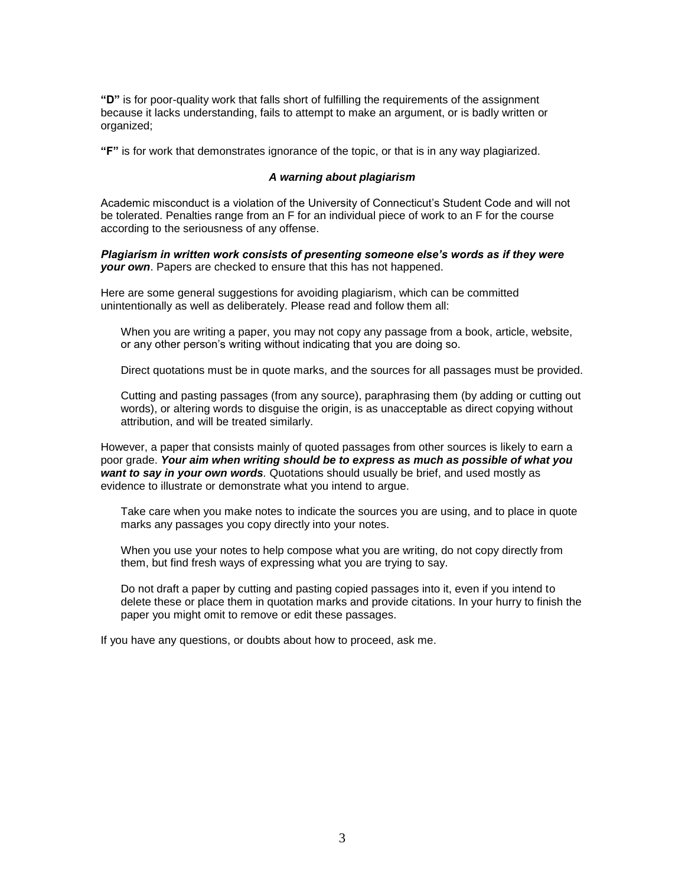**"D"** is for poor-quality work that falls short of fulfilling the requirements of the assignment because it lacks understanding, fails to attempt to make an argument, or is badly written or organized;

**"F"** is for work that demonstrates ignorance of the topic, or that is in any way plagiarized.

### *A warning about plagiarism*

Academic misconduct is a violation of the University of Connecticut's Student Code and will not be tolerated. Penalties range from an F for an individual piece of work to an F for the course according to the seriousness of any offense.

***Plagiarism in written work consists of presenting someone else's words as if they were your own***. Papers are checked to ensure that this has not happened.

Here are some general suggestions for avoiding plagiarism, which can be committed unintentionally as well as deliberately. Please read and follow them all:

> When you are writing a paper, you may not copy any passage from a book, article, website, or any other person's writing without indicating that you are doing so.
>
> Direct quotations must be in quote marks, and the sources for all passages must be provided.
>
> Cutting and pasting passages (from any source), paraphrasing them (by adding or cutting out words), or altering words to disguise the origin, is as unacceptable as direct copying without attribution, and will be treated similarly.

However, a paper that consists mainly of quoted passages from other sources is likely to earn a poor grade. ***Your aim when writing should be to express as much as possible of what you want to say in your own words***. Quotations should usually be brief, and used mostly as evidence to illustrate or demonstrate what you intend to argue.

> Take care when you make notes to indicate the sources you are using, and to place in quote marks any passages you copy directly into your notes.
>
> When you use your notes to help compose what you are writing, do not copy directly from them, but find fresh ways of expressing what you are trying to say.
>
> Do not draft a paper by cutting and pasting copied passages into it, even if you intend to delete these or place them in quotation marks and provide citations. In your hurry to finish the paper you might omit to remove or edit these passages.

If you have any questions, or doubts about how to proceed, ask me.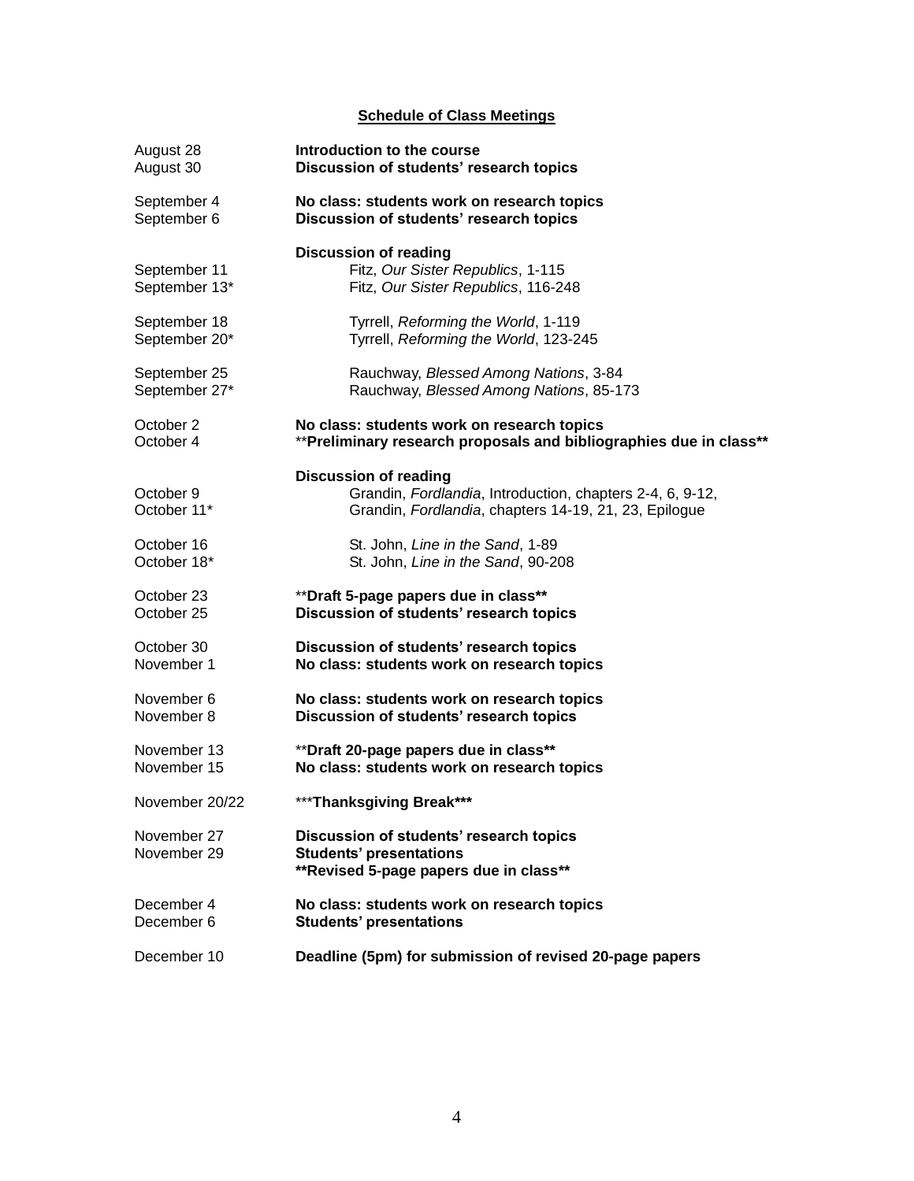**Schedule of Class Meetings**

| | |
|---|---|
| August 28 | **Introduction to the course** |
| August 30 | **Discussion of students' research topics** |
| September 4 | **No class: students work on research topics** |
| September 6 | **Discussion of students' research topics** |
| | **Discussion of reading** |
| September 11 | Fitz, *Our Sister Republics*, 1-115 |
| September 13* | Fitz, *Our Sister Republics*, 116-248 |
| September 18 | Tyrrell, *Reforming the World*, 1-119 |
| September 20* | Tyrrell, *Reforming the World*, 123-245 |
| September 25 | Rauchway, *Blessed Among Nations*, 3-84 |
| September 27* | Rauchway, *Blessed Among Nations*, 85-173 |
| October 2 | **No class: students work on research topics** |
| October 4 | **Preliminary research proposals and bibliographies due in class** |
| | **Discussion of reading** |
| October 9 | Grandin, *Fordlandia*, Introduction, chapters 2-4, 6, 9-12, |
| October 11* | Grandin, *Fordlandia*, chapters 14-19, 21, 23, Epilogue |
| October 16 | St. John, *Line in the Sand*, 1-89 |
| October 18* | St. John, *Line in the Sand*, 90-208 |
| October 23 | **Draft 5-page papers due in class** |
| October 25 | **Discussion of students' research topics** |
| October 30 | **Discussion of students' research topics** |
| November 1 | **No class: students work on research topics** |
| November 6 | **No class: students work on research topics** |
| November 8 | **Discussion of students' research topics** |
| November 13 | **Draft 20-page papers due in class** |
| November 15 | **No class: students work on research topics** |
| November 20/22 | ***Thanksgiving Break*** |
| November 27 | **Discussion of students' research topics** |
| November 29 | **Students' presentations** <br> **Revised 5-page papers due in class** |
| December 4 | **No class: students work on research topics** |
| December 6 | **Students' presentations** |
| December 10 | **Deadline (5pm) for submission of revised 20-page papers** |